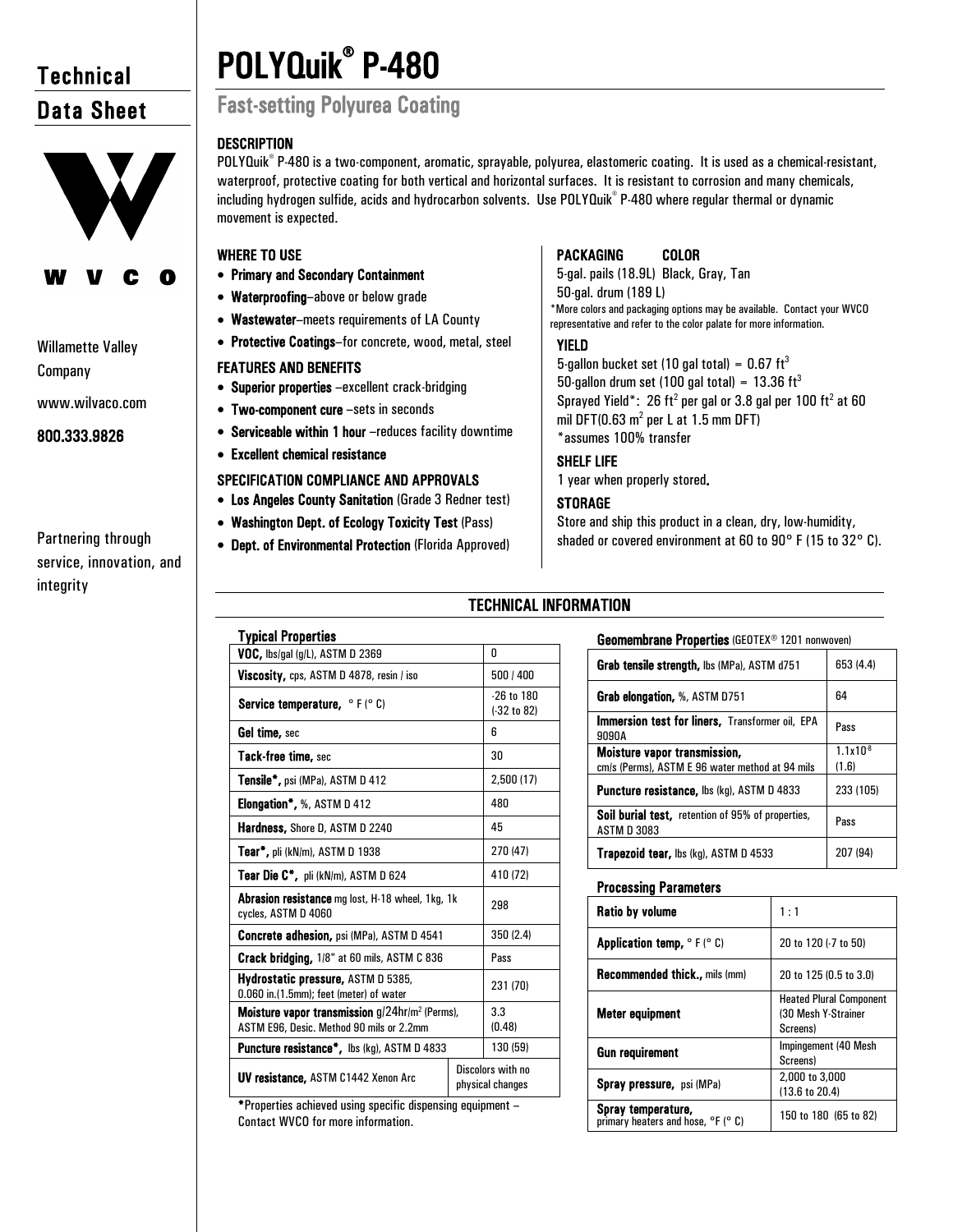Technical Data Sheet

W V C O

Willamette Valley Company

www.wilvaco.com

800.333.9826

Partnering through service, innovation, and integrity

# POLYQuik® P-480

## Fast-setting Polyurea Coating

### DESCRIPTION

POLYQuik® P-480 is a two-component, aromatic, sprayable, polyurea, elastomeric coating. It is used as a chemical-resistant, waterproof, protective coating for both vertical and horizontal surfaces. It is resistant to corrosion and many chemicals, including hydrogen sulfide, acids and hydrocarbon solvents. Use POLYQuik® P-480 where regular thermal or dynamic movement is expected.

### WHERE TO USE

- **Primary and Secondary Containment**
- **Waterproofing**–above or below grade
- **Wastewater**–meets requirements of LA County
- **Protective Coatings**–for concrete, wood, metal, steel

### FEATURES AND BENEFITS

- **Superior properties** –excellent crack-bridging
- **Two-component cure** –sets in seconds
- **Serviceable within 1 hour** –reduces facility downtime
- **Excellent chemical resistance**

### SPECIFICATION COMPLIANCE AND APPROVALS

- **Los Angeles County Sanitation** (Grade 3 Redner test)
- **Washington Dept. of Ecology Toxicity Test** (Pass)
- **Dept. of Environmental Protection** (Florida Approved)

### PACKAGING / COLOR

5-gal. pails (18.9L) Black, Gray, Tan
50-gal. drum (189 L)

*More colors and packaging options may be available. Contact your WVCO representative and refer to the color palate for more information.

### YIELD

5-gallon bucket set (10 gal total) = 0.67 ft$^3$
50-gallon drum set (100 gal total) = 13.36 ft$^3$
Sprayed Yield*: 26 ft$^2$ per gal or 3.8 gal per 100 ft$^2$ at 60 mil DFT(0.63 m$^2$ per L at 1.5 mm DFT)
*assumes 100% transfer

### SHELF LIFE

1 year when properly stored.

### STORAGE

Store and ship this product in a clean, dry, low-humidity, shaded or covered environment at 60 to 90° F (15 to 32° C).

## TECHNICAL INFORMATION

### Typical Properties

| Property | Value |
|---|---|
| **VOC,** lbs/gal (g/L), ASTM D 2369 | 0 |
| **Viscosity,** cps, ASTM D 4878, resin / iso | 500 / 400 |
| **Service temperature,** ° F (° C) | -26 to 180 (-32 to 82) |
| **Gel time,** sec | 6 |
| **Tack-free time,** sec | 30 |
| **Tensile*,** psi (MPa), ASTM D 412 | 2,500 (17) |
| **Elongation*,** %, ASTM D 412 | 480 |
| **Hardness,** Shore D, ASTM D 2240 | 45 |
| **Tear*,** pli (kN/m), ASTM D 1938 | 270 (47) |
| **Tear Die C*,** pli (kN/m), ASTM D 624 | 410 (72) |
| **Abrasion resistance** mg lost, H-18 wheel, 1kg, 1k cycles, ASTM D 4060 | 298 |
| **Concrete adhesion,** psi (MPa), ASTM D 4541 | 350 (2.4) |
| **Crack bridging,** 1/8" at 60 mils, ASTM C 836 | Pass |
| **Hydrostatic pressure,** ASTM D 5385, 0.060 in.(1.5mm); feet (meter) of water | 231 (70) |
| **Moisture vapor transmission** g/24hr/m$^2$ (Perms), ASTM E96, Desic. Method 90 mils or 2.2mm | 3.3 (0.48) |
| **Puncture resistance*,** lbs (kg), ASTM D 4833 | 130 (59) |
| **UV resistance,** ASTM C1442 Xenon Arc | Discolors with no physical changes |

*Properties achieved using specific dispensing equipment – Contact WVCO for more information.

### Geomembrane Properties (GEOTEX® 1201 nonwoven)

| Property | Value |
|---|---|
| **Grab tensile strength,** lbs (MPa), ASTM d751 | 653 (4.4) |
| **Grab elongation,** %, ASTM D751 | 64 |
| **Immersion test for liners,** Transformer oil, EPA 9090A | Pass |
| **Moisture vapor transmission,** cm/s (Perms), ASTM E 96 water method at 94 mils | $1.1x10^{-8}$ (1.6) |
| **Puncture resistance,** lbs (kg), ASTM D 4833 | 233 (105) |
| **Soil burial test,** retention of 95% of properties, ASTM D 3083 | Pass |
| **Trapezoid tear,** lbs (kg), ASTM D 4533 | 207 (94) |

### Processing Parameters

| Parameter | Value |
|---|---|
| **Ratio by volume** | 1 : 1 |
| **Application temp,** ° F (° C) | 20 to 120 (-7 to 50) |
| **Recommended thick.,** mils (mm) | 20 to 125 (0.5 to 3.0) |
| **Meter equipment** | Heated Plural Component (30 Mesh Y-Strainer Screens) |
| **Gun requirement** | Impingement (40 Mesh Screens) |
| **Spray pressure,** psi (MPa) | 2,000 to 3,000 (13.6 to 20.4) |
| **Spray temperature,** primary heaters and hose, °F (° C) | 150 to 180 (65 to 82) |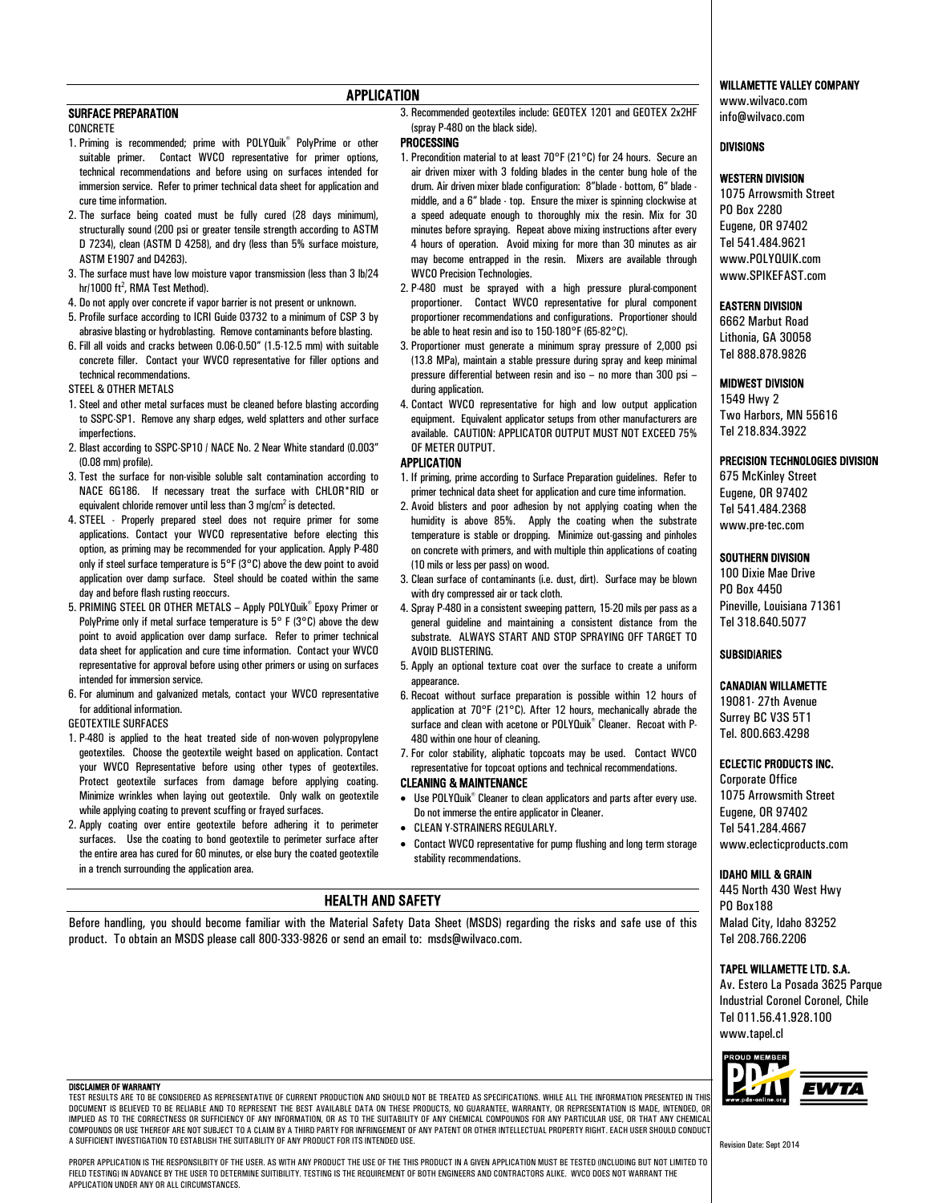## APPLICATION

### SURFACE PREPARATION

CONCRETE

1. Priming is recommended; prime with POLYQuik® PolyPrime or other suitable primer. Contact WVCO representative for primer options, technical recommendations and before using on surfaces intended for immersion service. Refer to primer technical data sheet for application and cure time information.
2. The surface being coated must be fully cured (28 days minimum), structurally sound (200 psi or greater tensile strength according to ASTM D 7234), clean (ASTM D 4258), and dry (less than 5% surface moisture, ASTM E1907 and D4263).
3. The surface must have low moisture vapor transmission (less than 3 lb/24 hr/1000 ft$^2$, RMA Test Method).
4. Do not apply over concrete if vapor barrier is not present or unknown.
5. Profile surface according to ICRI Guide 03732 to a minimum of CSP 3 by abrasive blasting or hydroblasting. Remove contaminants before blasting.
6. Fill all voids and cracks between 0.06-0.50" (1.5-12.5 mm) with suitable concrete filler. Contact your WVCO representative for filler options and technical recommendations.

STEEL & OTHER METALS

1. Steel and other metal surfaces must be cleaned before blasting according to SSPC-SP1. Remove any sharp edges, weld splatters and other surface imperfections.
2. Blast according to SSPC-SP10 / NACE No. 2 Near White standard (0.003" (0.08 mm) profile).
3. Test the surface for non-visible soluble salt contamination according to NACE 6G186. If necessary treat the surface with CHLOR*RID or equivalent chloride remover until less than 3 mg/cm$^2$ is detected.
4. STEEL - Properly prepared steel does not require primer for some applications. Contact your WVCO representative before electing this option, as priming may be recommended for your application. Apply P-480 only if steel surface temperature is 5°F (3°C) above the dew point to avoid application over damp surface. Steel should be coated within the same day and before flash rusting reoccurs.
5. PRIMING STEEL OR OTHER METALS – Apply POLYQuik® Epoxy Primer or PolyPrime only if metal surface temperature is 5° F (3°C) above the dew point to avoid application over damp surface. Refer to primer technical data sheet for application and cure time information. Contact your WVCO representative for approval before using other primers or using on surfaces intended for immersion service.
6. For aluminum and galvanized metals, contact your WVCO representative for additional information.

GEOTEXTILE SURFACES

1. P-480 is applied to the heat treated side of non-woven polypropylene geotextiles. Choose the geotextile weight based on application. Contact your WVCO Representative before using other types of geotextiles. Protect geotextile surfaces from damage before applying coating. Minimize wrinkles when laying out geotextile. Only walk on geotextile while applying coating to prevent scuffing or frayed surfaces.
2. Apply coating over entire geotextile before adhering it to perimeter surfaces. Use the coating to bond geotextile to perimeter surface after the entire area has cured for 60 minutes, or else bury the coated geotextile in a trench surrounding the application area.
3. Recommended geotextiles include: GEOTEX 1201 and GEOTEX 2x2HF (spray P-480 on the black side).

### PROCESSING

1. Precondition material to at least 70°F (21°C) for 24 hours. Secure an air driven mixer with 3 folding blades in the center bung hole of the drum. Air driven mixer blade configuration: 8"blade - bottom, 6" blade - middle, and a 6" blade - top. Ensure the mixer is spinning clockwise at a speed adequate enough to thoroughly mix the resin. Mix for 30 minutes before spraying. Repeat above mixing instructions after every 4 hours of operation. Avoid mixing for more than 30 minutes as air may become entrapped in the resin. Mixers are available through WVCO Precision Technologies.
2. P-480 must be sprayed with a high pressure plural-component proportioner. Contact WVCO representative for plural component proportioner recommendations and configurations. Proportioner should be able to heat resin and iso to 150-180°F (65-82°C).
3. Proportioner must generate a minimum spray pressure of 2,000 psi (13.8 MPa), maintain a stable pressure during spray and keep minimal pressure differential between resin and iso – no more than 300 psi – during application.
4. Contact WVCO representative for high and low output application equipment. Equivalent applicator setups from other manufacturers are available. CAUTION: APPLICATOR OUTPUT MUST NOT EXCEED 75% OF METER OUTPUT.

### APPLICATION

1. If priming, prime according to Surface Preparation guidelines. Refer to primer technical data sheet for application and cure time information.
2. Avoid blisters and poor adhesion by not applying coating when the humidity is above 85%. Apply the coating when the substrate temperature is stable or dropping. Minimize out-gassing and pinholes on concrete with primers, and with multiple thin applications of coating (10 mils or less per pass) on wood.
3. Clean surface of contaminants (i.e. dust, dirt). Surface may be blown with dry compressed air or tack cloth.
4. Spray P-480 in a consistent sweeping pattern, 15-20 mils per pass as a general guideline and maintaining a consistent distance from the substrate. ALWAYS START AND STOP SPRAYING OFF TARGET TO AVOID BLISTERING.
5. Apply an optional texture coat over the surface to create a uniform appearance.
6. Recoat without surface preparation is possible within 12 hours of application at 70°F (21°C). After 12 hours, mechanically abrade the surface and clean with acetone or POLYQuik® Cleaner. Recoat with P-480 within one hour of cleaning.
7. For color stability, aliphatic topcoats may be used. Contact WVCO representative for topcoat options and technical recommendations.

### CLEANING & MAINTENANCE

- Use POLYQuik® Cleaner to clean applicators and parts after every use. Do not immerse the entire applicator in Cleaner.
- CLEAN Y-STRAINERS REGULARLY.
- Contact WVCO representative for pump flushing and long term storage stability recommendations.

## HEALTH AND SAFETY

Before handling, you should become familiar with the Material Safety Data Sheet (MSDS) regarding the risks and safe use of this product. To obtain an MSDS please call 800-333-9826 or send an email to: msds@wilvaco.com.

**WILLAMETTE VALLEY COMPANY**
www.wilvaco.com
info@wilvaco.com

**DIVISIONS**

**WESTERN DIVISION**
1075 Arrowsmith Street
PO Box 2280
Eugene, OR 97402
Tel 541.484.9621
www.POLYQUIK.com
www.SPIKEFAST.com

**EASTERN DIVISION**
6662 Marbut Road
Lithonia, GA 30058
Tel 888.878.9826

**MIDWEST DIVISION**
1549 Hwy 2
Two Harbors, MN 55616
Tel 218.834.3922

**PRECISION TECHNOLOGIES DIVISION**
675 McKinley Street
Eugene, OR 97402
Tel 541.484.2368
www.pre-tec.com

**SOUTHERN DIVISION**
100 Dixie Mae Drive
PO Box 4450
Pineville, Louisiana 71361
Tel 318.640.5077

**SUBSIDIARIES**

**CANADIAN WILLAMETTE**
19081- 27th Avenue
Surrey BC V3S 5T1
Tel. 800.663.4298

**ECLECTIC PRODUCTS INC.**
Corporate Office
1075 Arrowsmith Street
Eugene, OR 97402
Tel 541.284.4667
www.eclecticproducts.com

**IDAHO MILL & GRAIN**
445 North 430 West Hwy
PO Box188
Malad City, Idaho 83252
Tel 208.766.2206

**TAPEL WILLAMETTE LTD. S.A.**
Av. Estero La Posada 3625 Parque Industrial Coronel Coronel, Chile
Tel 011.56.41.928.100
www.tapel.cl

**DISCLAIMER OF WARRANTY**

TEST RESULTS ARE TO BE CONSIDERED AS REPRESENTATIVE OF CURRENT PRODUCTION AND SHOULD NOT BE TREATED AS SPECIFICATIONS. WHILE ALL THE INFORMATION PRESENTED IN THIS DOCUMENT IS BELIEVED TO BE RELIABLE AND TO REPRESENT THE BEST AVAILABLE DATA ON THESE PRODUCTS, NO GUARANTEE, WARRANTY, OR REPRESENTATION IS MADE, INTENDED, OR IMPLIED AS TO THE CORRECTNESS OR SUFFICIENCY OF ANY INFORMATION, OR AS TO THE SUITABILITY OF ANY CHEMICAL COMPOUNDS FOR ANY PARTICULAR USE, OR THAT ANY CHEMICAL COMPOUNDS OR USE THEREOF ARE NOT SUBJECT TO A CLAIM BY A THIRD PARTY FOR INFRINGEMENT OF ANY PATENT OR OTHER INTELLECTUAL PROPERTY RIGHT. EACH USER SHOULD CONDUCT A SUFFICIENT INVESTIGATION TO ESTABLISH THE SUITABILITY OF ANY PRODUCT FOR ITS INTENDED USE.

PROPER APPLICATION IS THE RESPONSILBITY OF THE USER. AS WITH ANY PRODUCT THE USE OF THE THIS PRODUCT IN A GIVEN APPLICATION MUST BE TESTED (INCLUDING BUT NOT LIMITED TO FIELD TESTING) IN ADVANCE BY THE USER TO DETERMINE SUITIBILITY. TESTING IS THE REQUIREMENT OF BOTH ENGINEERS AND CONTRACTORS ALIKE. WVCO DOES NOT WARRANT THE APPLICATION UNDER ANY OR ALL CIRCUMSTANCES.

Revision Date: Sept 2014